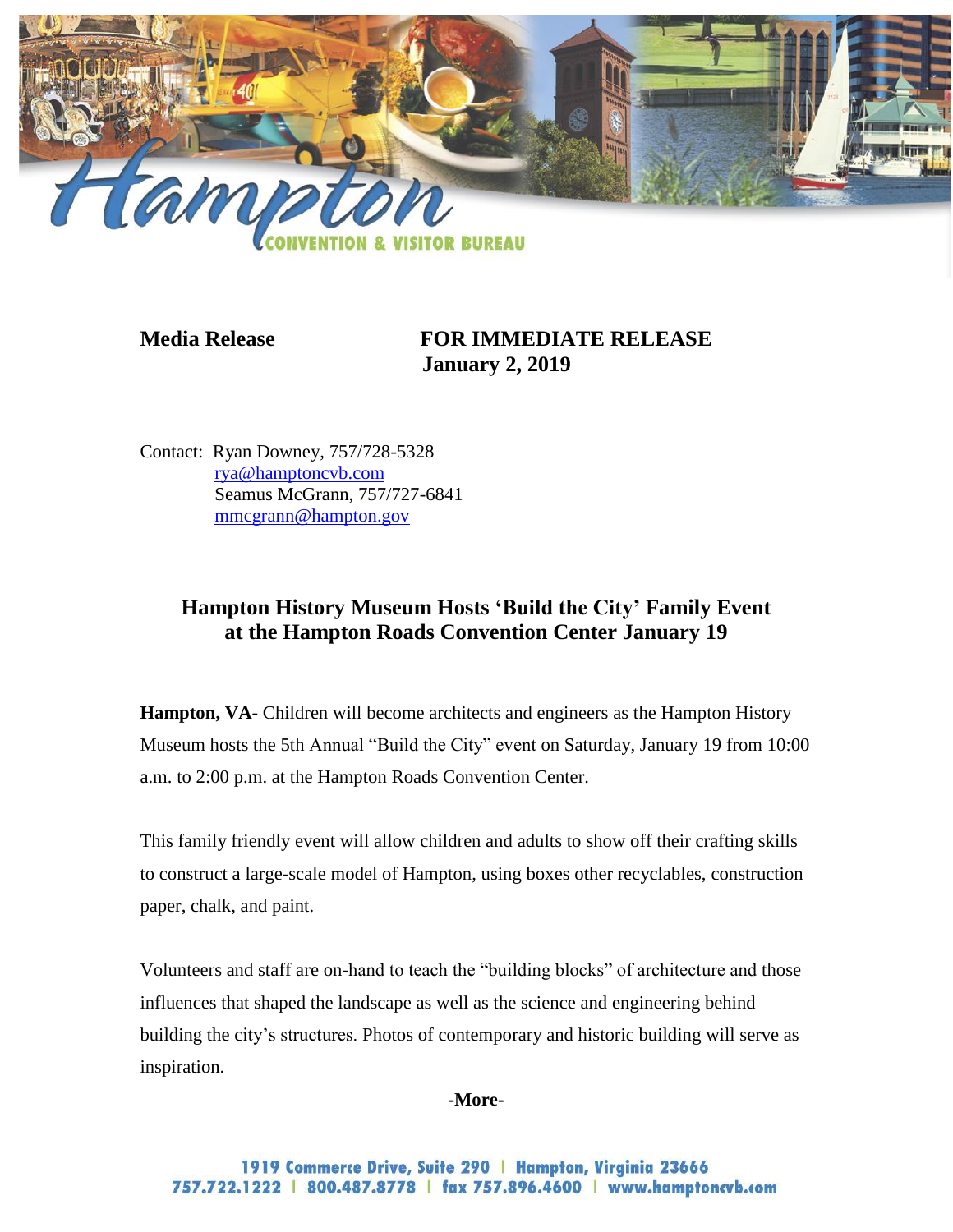Hampton CONVENTION & VISITOR BUREAU

**Media Release** **FOR IMMEDIATE RELEASE**
**January 2, 2019**

Contact: Ryan Downey, 757/728-5328
rya@hamptoncvb.com
Seamus McGrann, 757/727-6841
mmcgrann@hampton.gov

## Hampton History Museum Hosts 'Build the City' Family Event at the Hampton Roads Convention Center January 19

**Hampton, VA-** Children will become architects and engineers as the Hampton History Museum hosts the 5th Annual "Build the City" event on Saturday, January 19 from 10:00 a.m. to 2:00 p.m. at the Hampton Roads Convention Center.

This family friendly event will allow children and adults to show off their crafting skills to construct a large-scale model of Hampton, using boxes other recyclables, construction paper, chalk, and paint.

Volunteers and staff are on-hand to teach the "building blocks" of architecture and those influences that shaped the landscape as well as the science and engineering behind building the city's structures. Photos of contemporary and historic building will serve as inspiration.

**-More-**

1919 Commerce Drive, Suite 290 | Hampton, Virginia 23666
757.722.1222 | 800.487.8778 | fax 757.896.4600 | www.hamptoncvb.com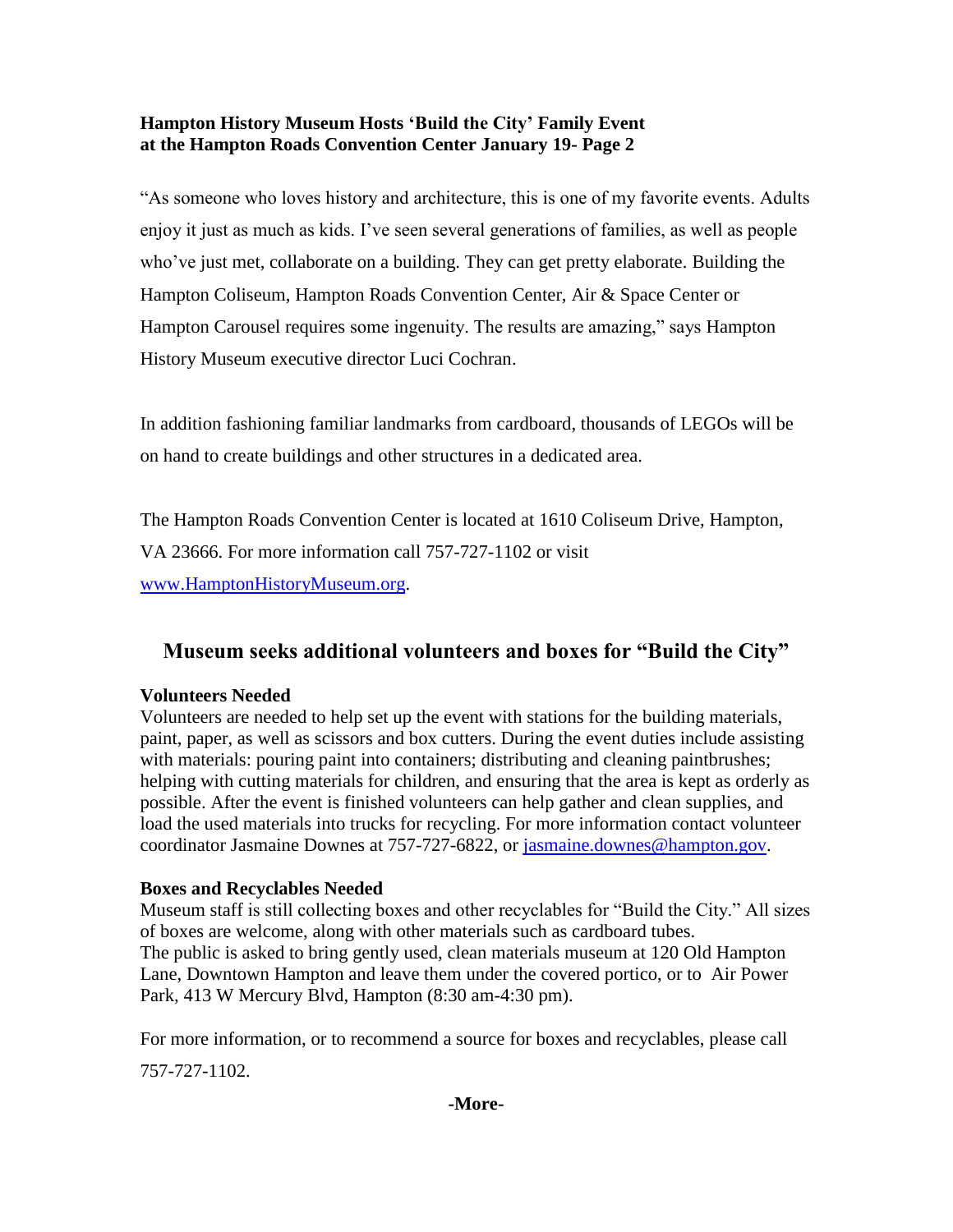**Hampton History Museum Hosts 'Build the City' Family Event at the Hampton Roads Convention Center January 19- Page 2**

"As someone who loves history and architecture, this is one of my favorite events. Adults enjoy it just as much as kids. I've seen several generations of families, as well as people who've just met, collaborate on a building. They can get pretty elaborate. Building the Hampton Coliseum, Hampton Roads Convention Center, Air & Space Center or Hampton Carousel requires some ingenuity. The results are amazing," says Hampton History Museum executive director Luci Cochran.

In addition fashioning familiar landmarks from cardboard, thousands of LEGOs will be on hand to create buildings and other structures in a dedicated area.

The Hampton Roads Convention Center is located at 1610 Coliseum Drive, Hampton, VA 23666. For more information call 757-727-1102 or visit [www.HamptonHistoryMuseum.org](http://www.HamptonHistoryMuseum.org).

## Museum seeks additional volunteers and boxes for "Build the City"

**Volunteers Needed**

Volunteers are needed to help set up the event with stations for the building materials, paint, paper, as well as scissors and box cutters. During the event duties include assisting with materials: pouring paint into containers; distributing and cleaning paintbrushes; helping with cutting materials for children, and ensuring that the area is kept as orderly as possible. After the event is finished volunteers can help gather and clean supplies, and load the used materials into trucks for recycling. For more information contact volunteer coordinator Jasmaine Downes at 757-727-6822, or [jasmaine.downes@hampton.gov](mailto:jasmaine.downes@hampton.gov).

**Boxes and Recyclables Needed**

Museum staff is still collecting boxes and other recyclables for "Build the City." All sizes of boxes are welcome, along with other materials such as cardboard tubes.
The public is asked to bring gently used, clean materials museum at 120 Old Hampton Lane, Downtown Hampton and leave them under the covered portico, or to Air Power Park, 413 W Mercury Blvd, Hampton (8:30 am-4:30 pm).

For more information, or to recommend a source for boxes and recyclables, please call 757-727-1102.

**-More-**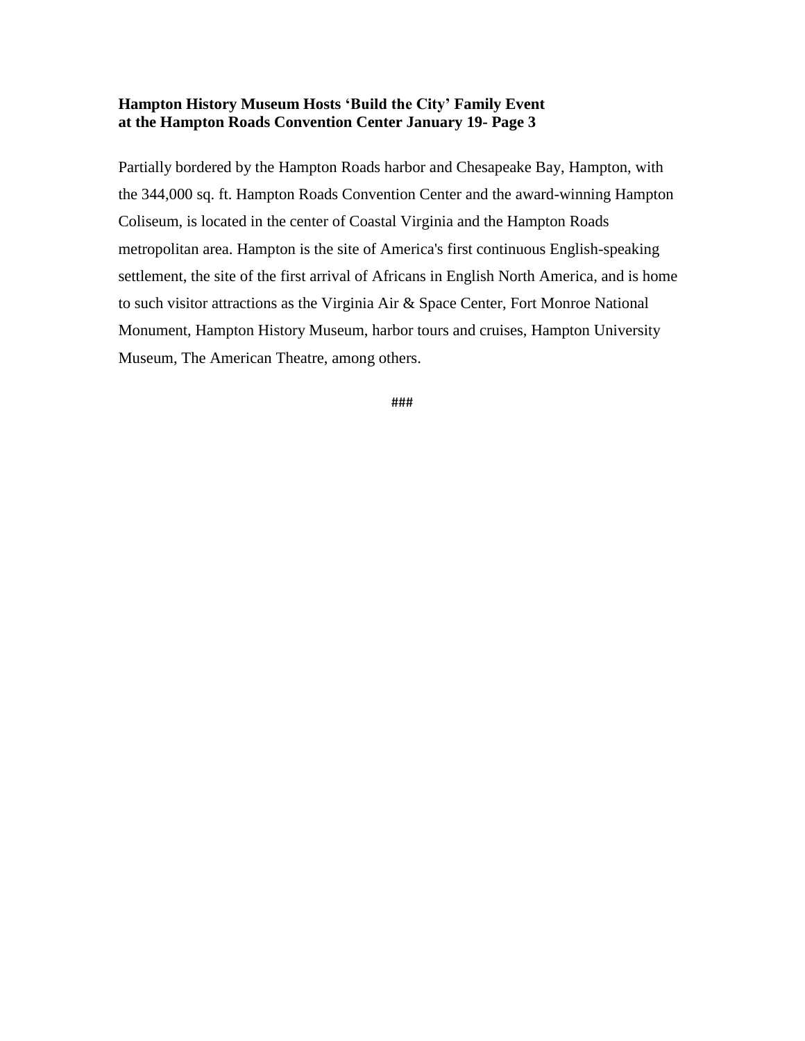Partially bordered by the Hampton Roads harbor and Chesapeake Bay, Hampton, with the 344,000 sq. ft. Hampton Roads Convention Center and the award-winning Hampton Coliseum, is located in the center of Coastal Virginia and the Hampton Roads metropolitan area. Hampton is the site of America's first continuous English-speaking settlement, the site of the first arrival of Africans in English North America, and is home to such visitor attractions as the Virginia Air & Space Center, Fort Monroe National Monument, Hampton History Museum, harbor tours and cruises, Hampton University Museum, The American Theatre, among others.

###